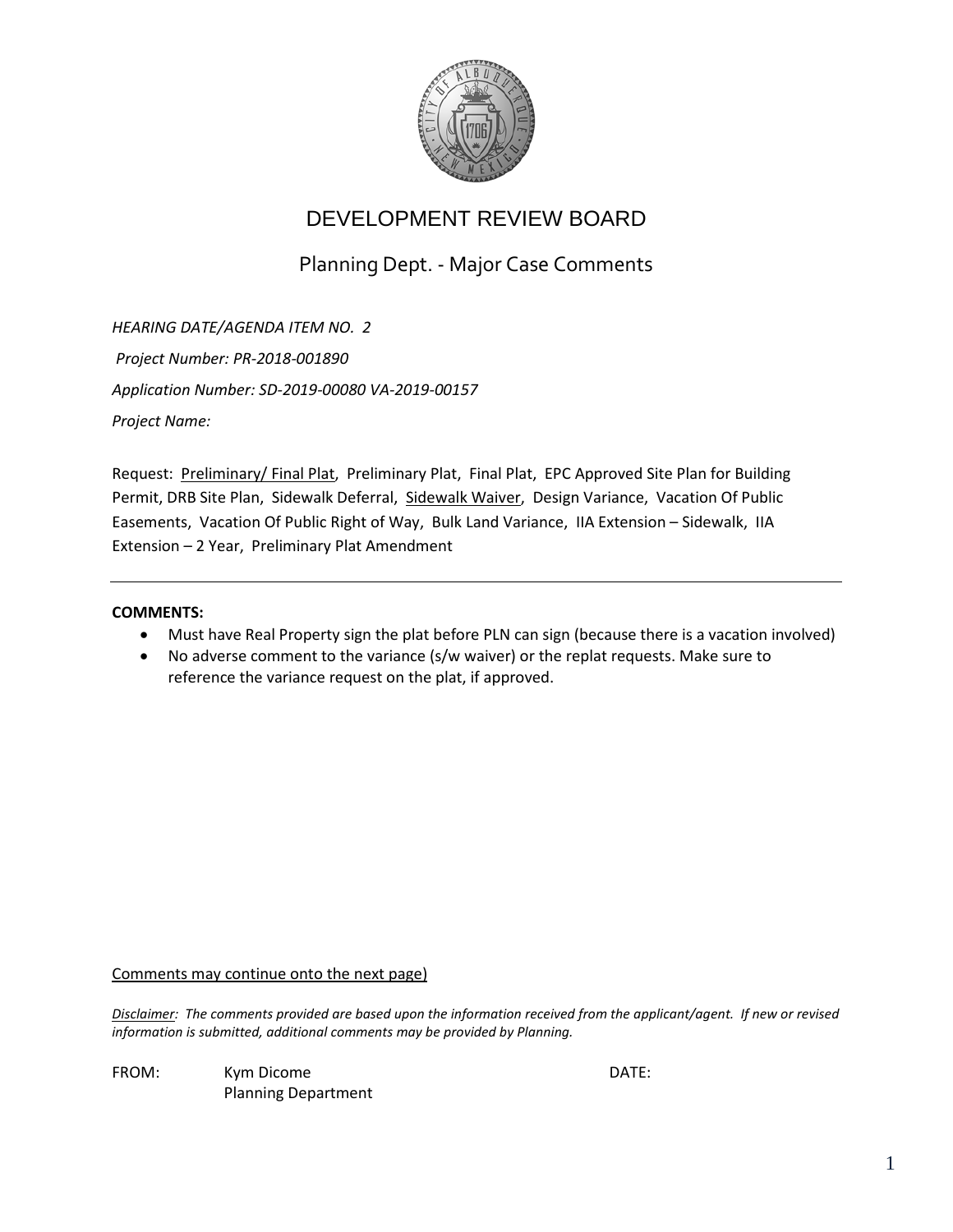# DEVELOPMENT REVIEW BOARD

## Planning Dept. - Major Case Comments

*HEARING DATE/AGENDA ITEM NO. 2*

*Project Number: PR-2018-001890*

*Application Number: SD-2019-00080 VA-2019-00157*

*Project Name:*

Request: <u>Preliminary/ Final Plat</u>, Preliminary Plat, Final Plat, EPC Approved Site Plan for Building Permit, DRB Site Plan, Sidewalk Deferral, <u>Sidewalk Waiver</u>, Design Variance, Vacation Of Public Easements, Vacation Of Public Right of Way, Bulk Land Variance, IIA Extension – Sidewalk, IIA Extension – 2 Year, Preliminary Plat Amendment

---

**COMMENTS:**

- Must have Real Property sign the plat before PLN can sign (because there is a vacation involved)
- No adverse comment to the variance (s/w waiver) or the replat requests. Make sure to reference the variance request on the plat, if approved.

<u>Comments may continue onto the next page)</u>

*<u>Disclaimer</u>: The comments provided are based upon the information received from the applicant/agent. If new or revised information is submitted, additional comments may be provided by Planning.*

FROM: Kym Dicome
Planning Department

DATE: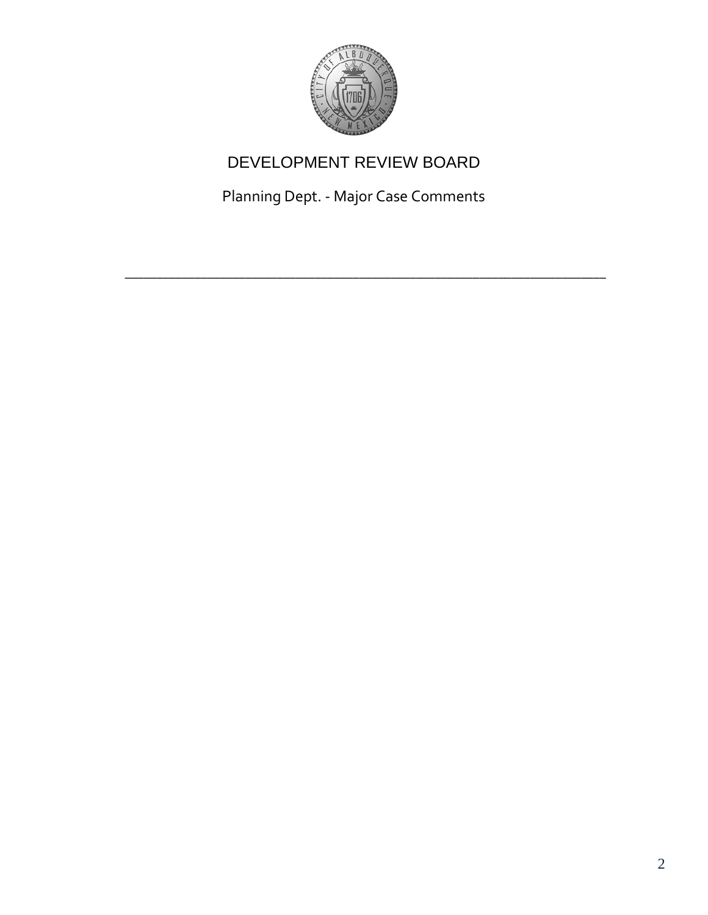# DEVELOPMENT REVIEW BOARD

Planning Dept. - Major Case Comments

---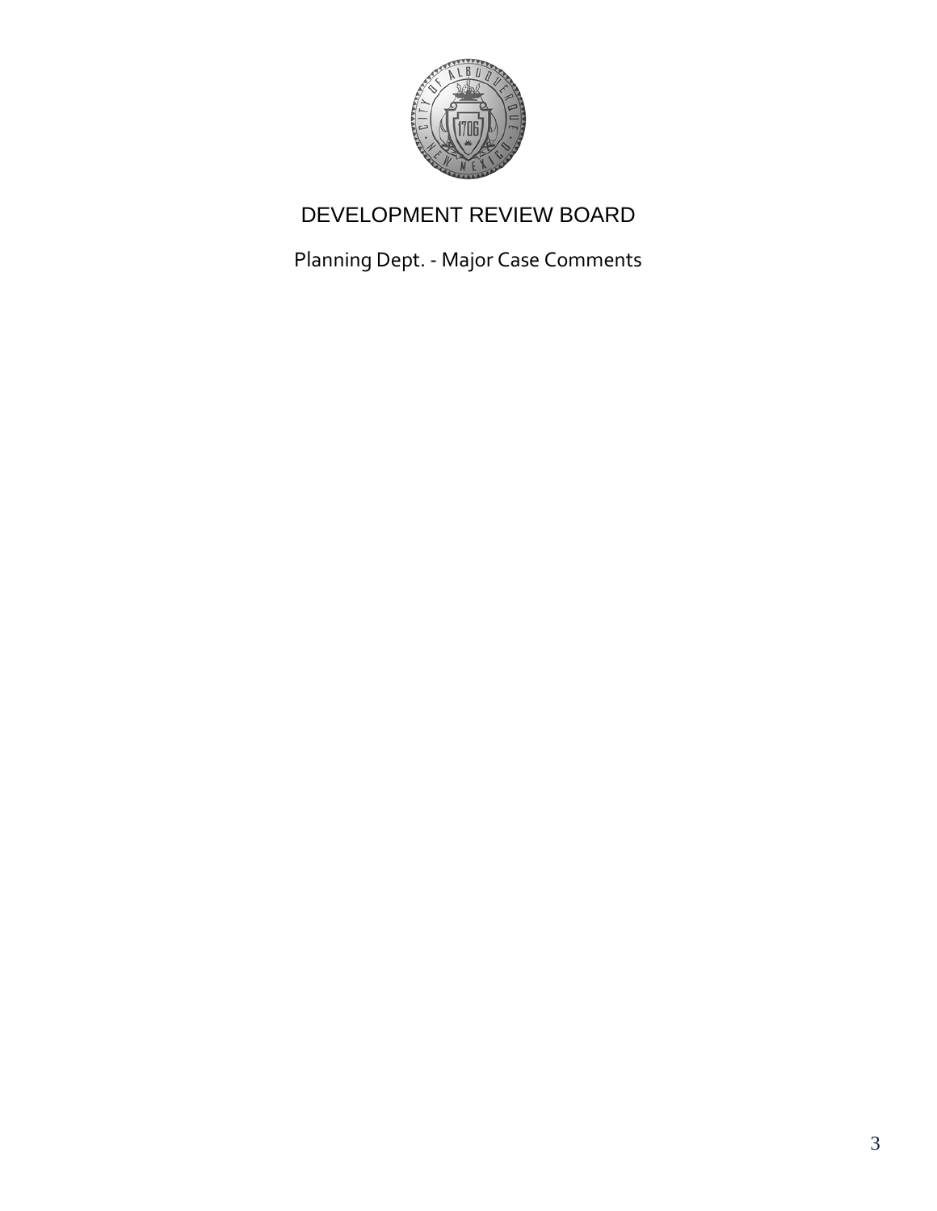# DEVELOPMENT REVIEW BOARD

## Planning Dept. - Major Case Comments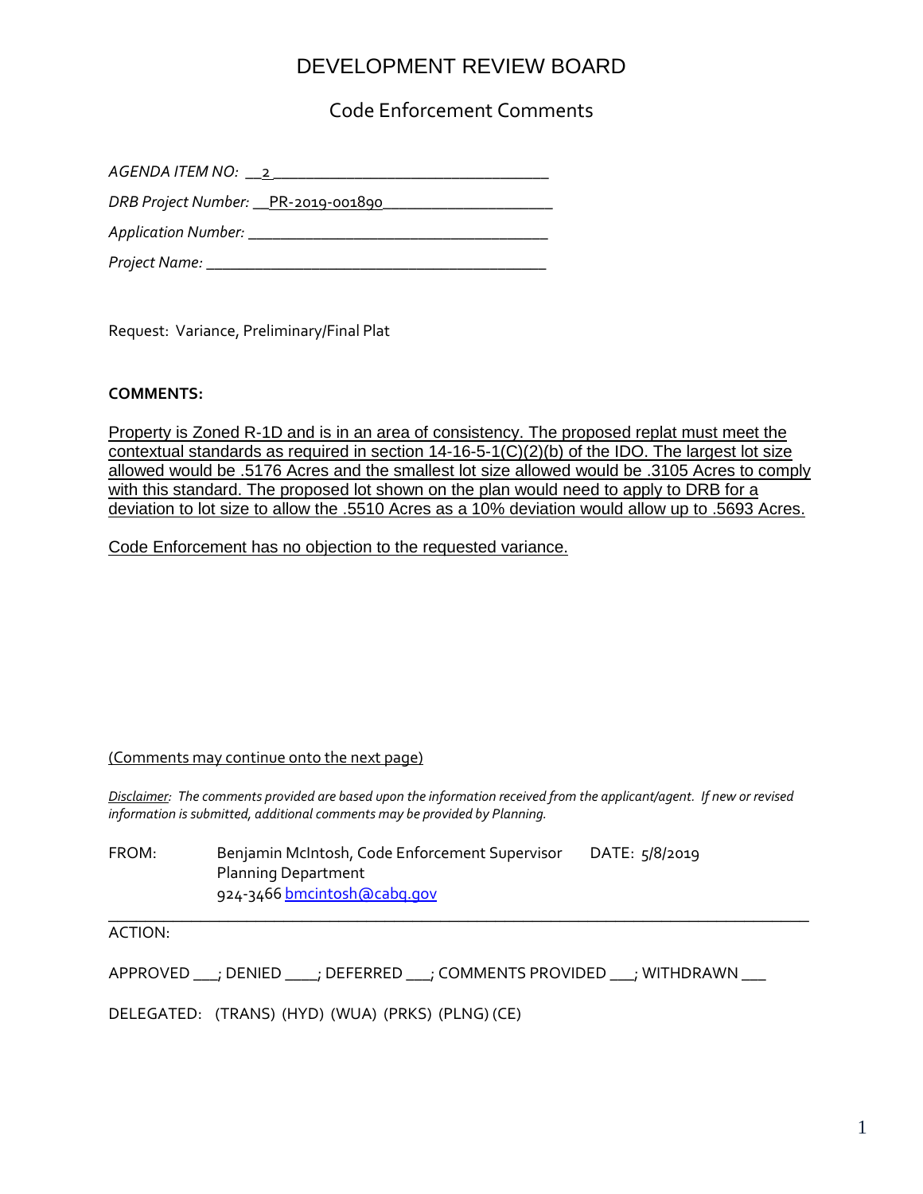# DEVELOPMENT REVIEW BOARD

## Code Enforcement Comments

*AGENDA ITEM NO:* 2

*DRB Project Number:* PR-2019-001890

*Application Number:* ____________________

*Project Name:* ____________________

Request: Variance, Preliminary/Final Plat

**COMMENTS:**

Property is Zoned R-1D and is in an area of consistency. The proposed replat must meet the contextual standards as required in section 14-16-5-1(C)(2)(b) of the IDO. The largest lot size allowed would be .5176 Acres and the smallest lot size allowed would be .3105 Acres to comply with this standard. The proposed lot shown on the plan would need to apply to DRB for a deviation to lot size to allow the .5510 Acres as a 10% deviation would allow up to .5693 Acres.

Code Enforcement has no objection to the requested variance.

(Comments may continue onto the next page)

*Disclaimer: The comments provided are based upon the information received from the applicant/agent. If new or revised information is submitted, additional comments may be provided by Planning.*

FROM: Benjamin McIntosh, Code Enforcement Supervisor DATE: 5/8/2019
Planning Department
924-3466 bmcintosh@cabq.gov

---

ACTION:

APPROVED ___; DENIED ____; DEFERRED ___; COMMENTS PROVIDED ___; WITHDRAWN ___

DELEGATED: (TRANS) (HYD) (WUA) (PRKS) (PLNG) (CE)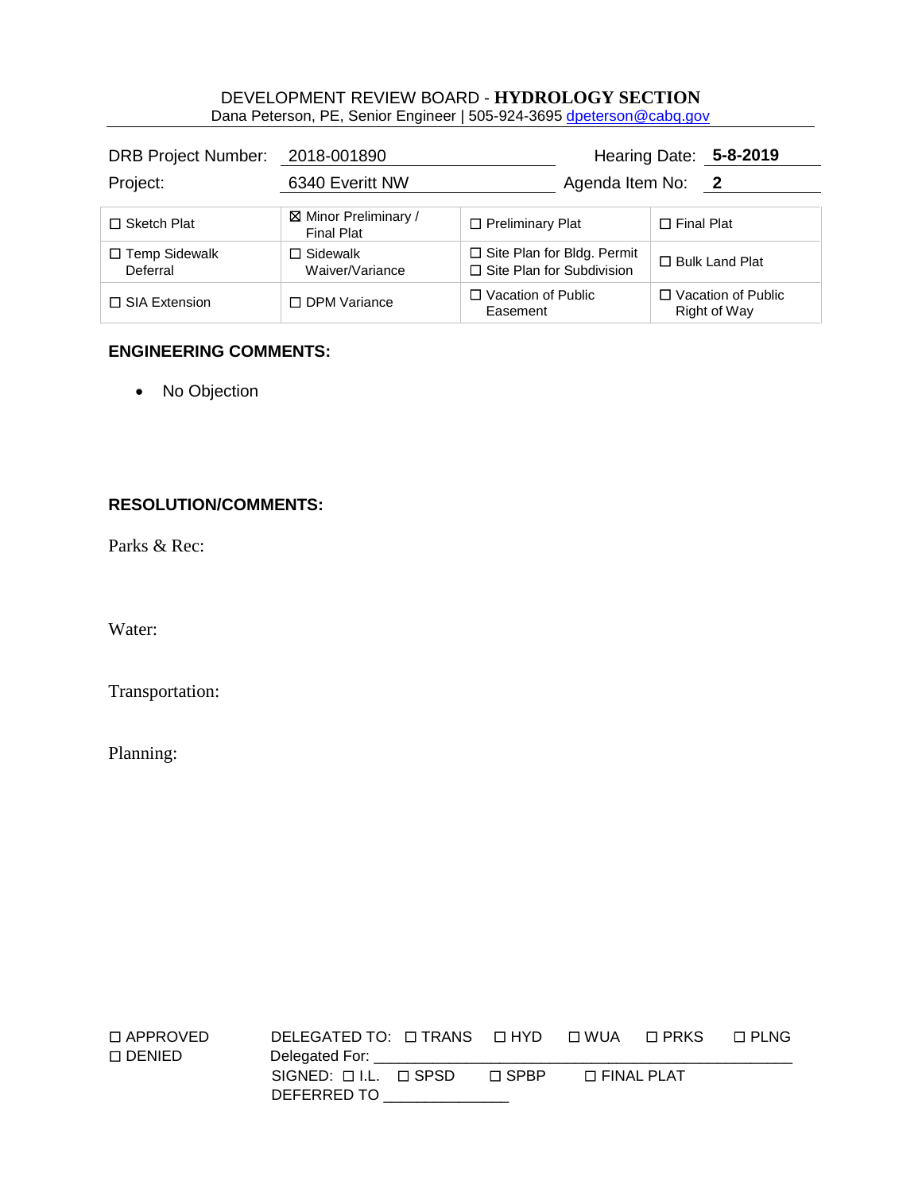DEVELOPMENT REVIEW BOARD - **HYDROLOGY SECTION**

Dana Peterson, PE, Senior Engineer | 505-924-3695 dpeterson@cabq.gov

| | | | |
|---|---|---|---|
| DRB Project Number: | 2018-001890 | Hearing Date: | **5-8-2019** |
| Project: | 6340 Everitt NW | Agenda Item No: | **2** |

| | | | |
|---|---|---|---|
| ☐ Sketch Plat | ☒ Minor Preliminary / Final Plat | ☐ Preliminary Plat | ☐ Final Plat |
| ☐ Temp Sidewalk Deferral | ☐ Sidewalk Waiver/Variance | ☐ Site Plan for Bldg. Permit<br>☐ Site Plan for Subdivision | ☐ Bulk Land Plat |
| ☐ SIA Extension | ☐ DPM Variance | ☐ Vacation of Public Easement | ☐ Vacation of Public Right of Way |

**ENGINEERING COMMENTS:**

- No Objection

**RESOLUTION/COMMENTS:**

Parks & Rec:

Water:

Transportation:

Planning:

☐ APPROVED
☐ DENIED

DELEGATED TO: ☐ TRANS ☐ HYD ☐ WUA ☐ PRKS ☐ PLNG
Delegated For: ________________________________________________
SIGNED: ☐ I.L. ☐ SPSD ☐ SPBP ☐ FINAL PLAT
DEFERRED TO ______________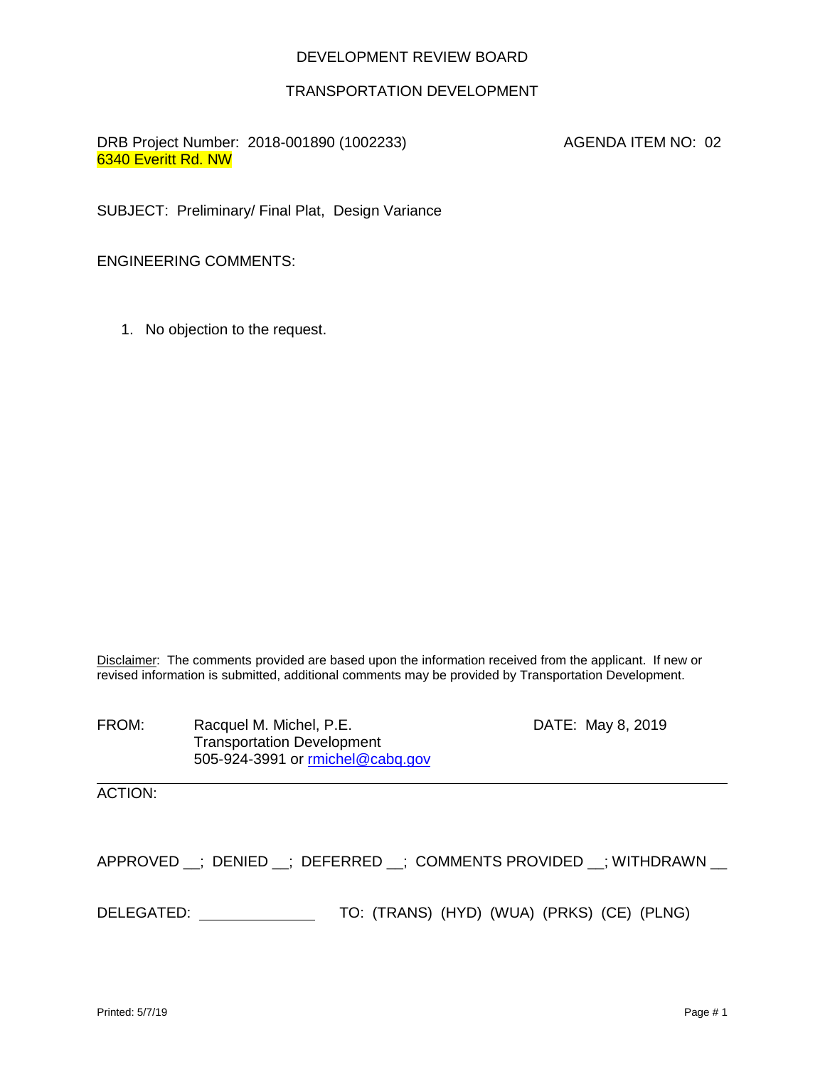DEVELOPMENT REVIEW BOARD

TRANSPORTATION DEVELOPMENT

DRB Project Number: 2018-001890 (1002233)
6340 Everitt Rd. NW

AGENDA ITEM NO: 02

SUBJECT: Preliminary/ Final Plat, Design Variance

ENGINEERING COMMENTS:

1. No objection to the request.

Disclaimer: The comments provided are based upon the information received from the applicant. If new or revised information is submitted, additional comments may be provided by Transportation Development.

FROM: Racquel M. Michel, P.E.
Transportation Development
505-924-3991 or rmichel@cabq.gov

DATE: May 8, 2019

ACTION:

APPROVED __; DENIED __; DEFERRED __; COMMENTS PROVIDED __; WITHDRAWN __

DELEGATED: ______________ TO: (TRANS) (HYD) (WUA) (PRKS) (CE) (PLNG)

Printed: 5/7/19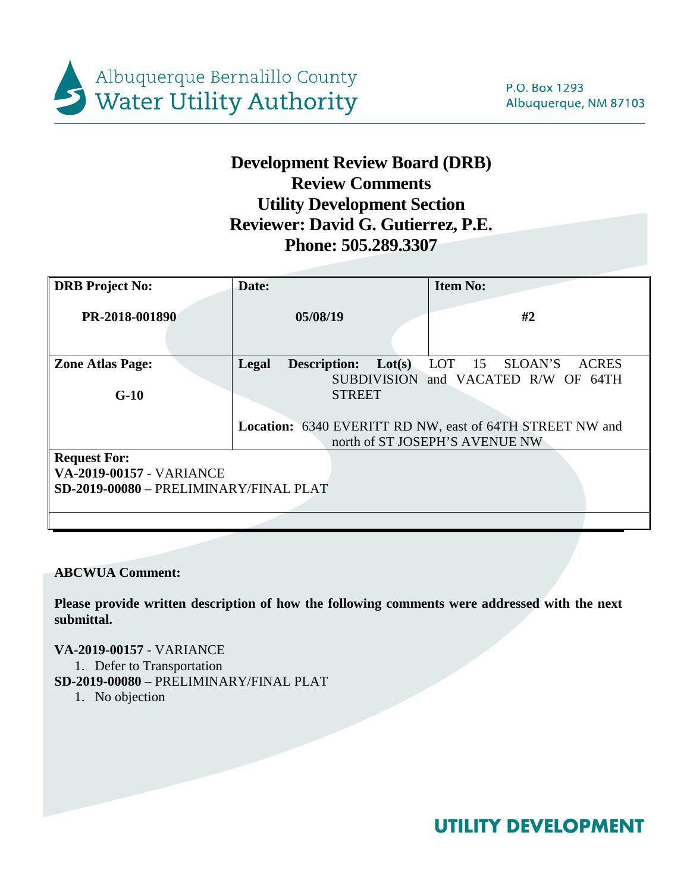Albuquerque Bernalillo County
Water Utility Authority

P.O. Box 1293
Albuquerque, NM 87103

# Development Review Board (DRB)
# Review Comments
# Utility Development Section
# Reviewer: David G. Gutierrez, P.E.
# Phone: 505.289.3307

| | | |
|---|---|---|
| **DRB Project No:** PR-2018-001890 | **Date:** 05/08/19 | **Item No:** #2 |
| **Zone Atlas Page:** G-10 | **Legal Description: Lot(s)** LOT 15 SLOAN'S ACRES SUBDIVISION and VACATED R/W OF 64TH STREET<br><br>**Location:** 6340 EVERITT RD NW, east of 64TH STREET NW and north of ST JOSEPH'S AVENUE NW | |
| **Request For:**<br>**VA-2019-00157** - VARIANCE<br>**SD-2019-00080** – PRELIMINARY/FINAL PLAT | | |

**ABCWUA Comment:**

**Please provide written description of how the following comments were addressed with the next submittal.**

**VA-2019-00157** - VARIANCE
1. Defer to Transportation

**SD-2019-00080** – PRELIMINARY/FINAL PLAT
1. No objection

**UTILITY DEVELOPMENT**